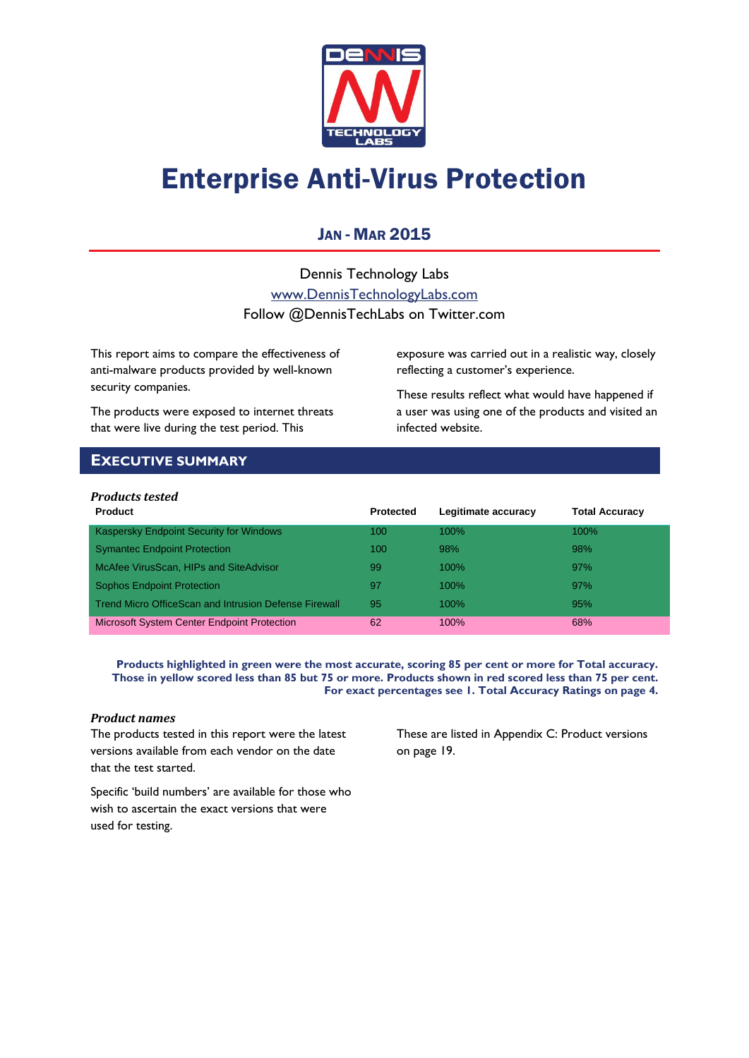# Enterprise Anti-Virus Protection

## Jan - Mar 2015

Dennis Technology Labs

www.DennisTechnologyLabs.com

Follow @DennisTechLabs on Twitter.com

This report aims to compare the effectiveness of anti-malware products provided by well-known security companies.

The products were exposed to internet threats that were live during the test period. This exposure was carried out in a realistic way, closely reflecting a customer's experience.

These results reflect what would have happened if a user was using one of the products and visited an infected website.

## Executive Summary

***Products tested***

| Product | Protected | Legitimate accuracy | Total Accuracy |
|---|---|---|---|
| Kaspersky Endpoint Security for Windows | 100 | 100% | 100% |
| Symantec Endpoint Protection | 100 | 98% | 98% |
| McAfee VirusScan, HIPs and SiteAdvisor | 99 | 100% | 97% |
| Sophos Endpoint Protection | 97 | 100% | 97% |
| Trend Micro OfficeScan and Intrusion Defense Firewall | 95 | 100% | 95% |
| Microsoft System Center Endpoint Protection | 62 | 100% | 68% |

**Products highlighted in green were the most accurate, scoring 85 per cent or more for Total accuracy. Those in yellow scored less than 85 but 75 or more. Products shown in red scored less than 75 per cent. For exact percentages see 1. Total Accuracy Ratings on page 4.**

***Product names***

The products tested in this report were the latest versions available from each vendor on the date that the test started.

Specific 'build numbers' are available for those who wish to ascertain the exact versions that were used for testing.

These are listed in Appendix C: Product versions on page 19.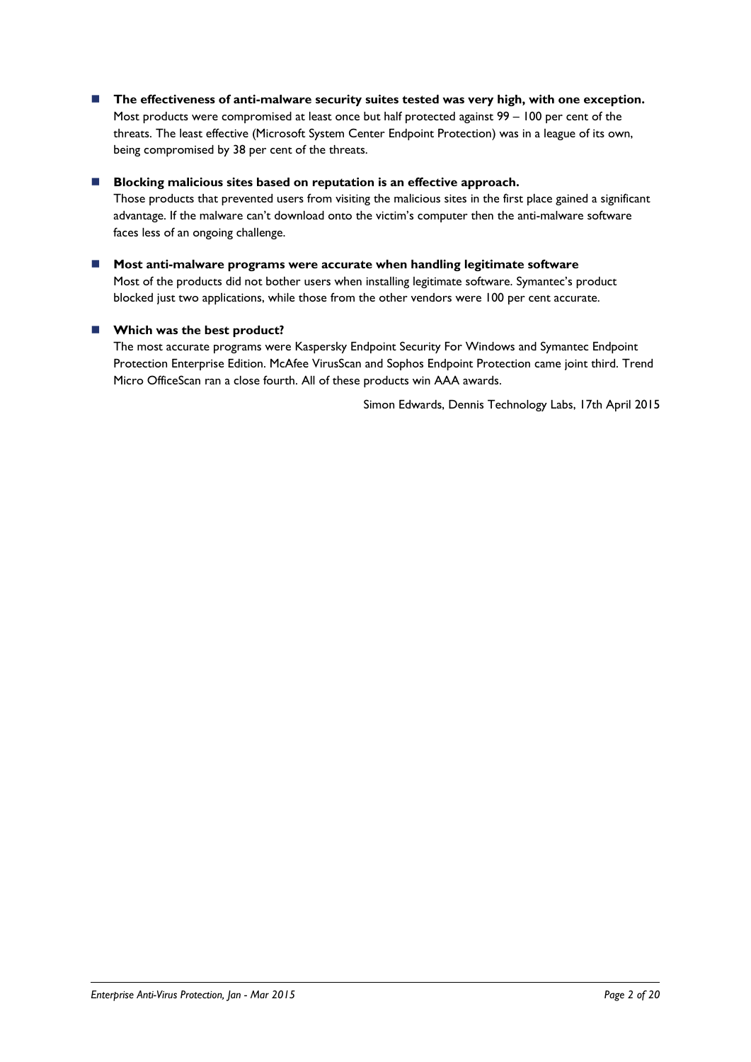- **The effectiveness of anti-malware security suites tested was very high, with one exception.**
  Most products were compromised at least once but half protected against 99 – 100 per cent of the threats. The least effective (Microsoft System Center Endpoint Protection) was in a league of its own, being compromised by 38 per cent of the threats.

- **Blocking malicious sites based on reputation is an effective approach.**
  Those products that prevented users from visiting the malicious sites in the first place gained a significant advantage. If the malware can't download onto the victim's computer then the anti-malware software faces less of an ongoing challenge.

- **Most anti-malware programs were accurate when handling legitimate software**
  Most of the products did not bother users when installing legitimate software. Symantec's product blocked just two applications, while those from the other vendors were 100 per cent accurate.

- **Which was the best product?**
  The most accurate programs were Kaspersky Endpoint Security For Windows and Symantec Endpoint Protection Enterprise Edition. McAfee VirusScan and Sophos Endpoint Protection came joint third. Trend Micro OfficeScan ran a close fourth. All of these products win AAA awards.

Simon Edwards, Dennis Technology Labs, 17th April 2015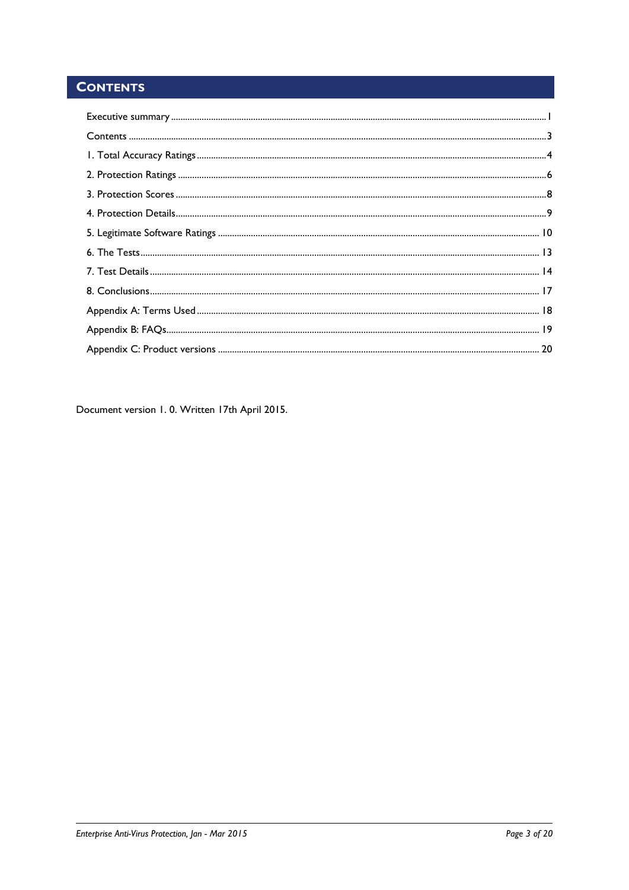# Contents

Executive summary ........ 1

Contents ........ 3

1. Total Accuracy Ratings ........ 4

2. Protection Ratings ........ 6

3. Protection Scores ........ 8

4. Protection Details ........ 9

5. Legitimate Software Ratings ........ 10

6. The Tests ........ 13

7. Test Details ........ 14

8. Conclusions ........ 17

Appendix A: Terms Used ........ 18

Appendix B: FAQs ........ 19

Appendix C: Product versions ........ 20

Document version 1. 0. Written 17th April 2015.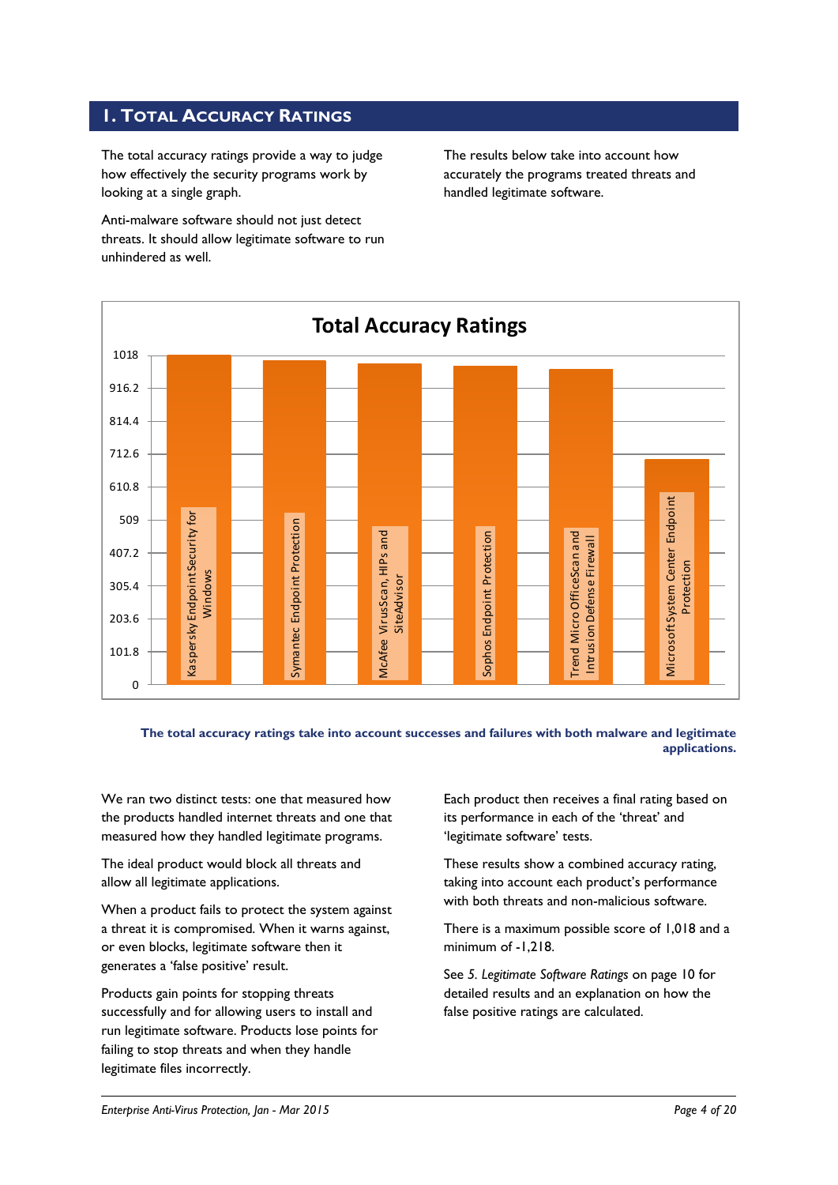## 1. Total Accuracy Ratings

The total accuracy ratings provide a way to judge how effectively the security programs work by looking at a single graph.

Anti-malware software should not just detect threats. It should allow legitimate software to run unhindered as well.

The results below take into account how accurately the programs treated threats and handled legitimate software.

**The total accuracy ratings take into account successes and failures with both malware and legitimate applications.**

We ran two distinct tests: one that measured how the products handled internet threats and one that measured how they handled legitimate programs.

The ideal product would block all threats and allow all legitimate applications.

When a product fails to protect the system against a threat it is compromised. When it warns against, or even blocks, legitimate software then it generates a 'false positive' result.

Products gain points for stopping threats successfully and for allowing users to install and run legitimate software. Products lose points for failing to stop threats and when they handle legitimate files incorrectly.

Each product then receives a final rating based on its performance in each of the 'threat' and 'legitimate software' tests.

These results show a combined accuracy rating, taking into account each product's performance with both threats and non-malicious software.

There is a maximum possible score of 1,018 and a minimum of -1,218.

See *5. Legitimate Software Ratings* on page 10 for detailed results and an explanation on how the false positive ratings are calculated.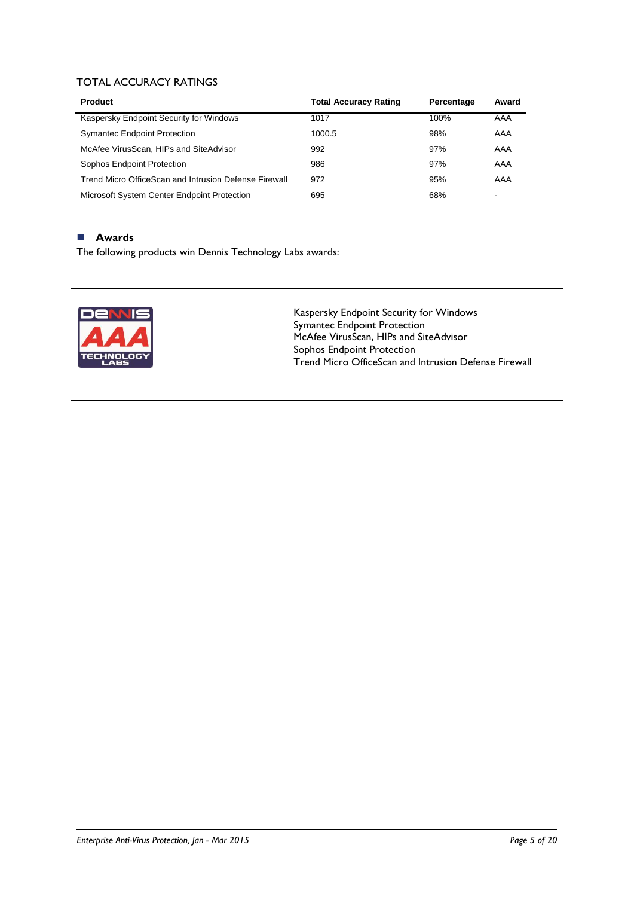## TOTAL ACCURACY RATINGS

| Product | Total Accuracy Rating | Percentage | Award |
|---|---|---|---|
| Kaspersky Endpoint Security for Windows | 1017 | 100% | AAA |
| Symantec Endpoint Protection | 1000.5 | 98% | AAA |
| McAfee VirusScan, HIPs and SiteAdvisor | 992 | 97% | AAA |
| Sophos Endpoint Protection | 986 | 97% | AAA |
| Trend Micro OfficeScan and Intrusion Defense Firewall | 972 | 95% | AAA |
| Microsoft System Center Endpoint Protection | 695 | 68% | - |

### Awards

The following products win Dennis Technology Labs awards:

DENNIS AAA TECHNOLOGY LABS

Kaspersky Endpoint Security for Windows
Symantec Endpoint Protection
McAfee VirusScan, HIPs and SiteAdvisor
Sophos Endpoint Protection
Trend Micro OfficeScan and Intrusion Defense Firewall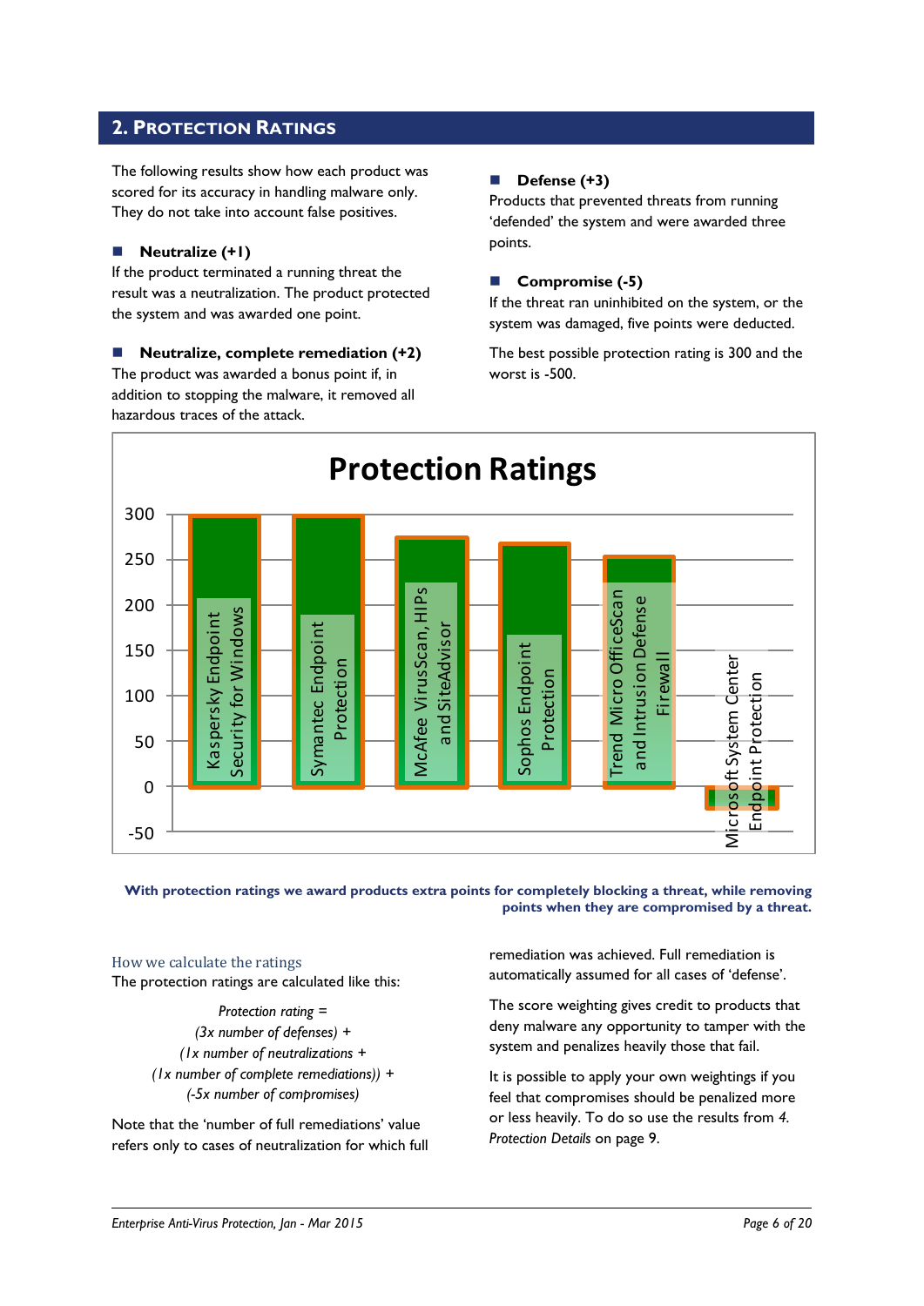## 2. Protection Ratings

The following results show how each product was scored for its accuracy in handling malware only. They do not take into account false positives.

- **Neutralize (+1)**

If the product terminated a running threat the result was a neutralization. The product protected the system and was awarded one point.

- **Neutralize, complete remediation (+2)**

The product was awarded a bonus point if, in addition to stopping the malware, it removed all hazardous traces of the attack.

- **Defense (+3)**

Products that prevented threats from running 'defended' the system and were awarded three points.

- **Compromise (-5)**

If the threat ran uninhibited on the system, or the system was damaged, five points were deducted.

The best possible protection rating is 300 and the worst is -500.

**Protection Ratings**

| Product | Protection Rating (approx.) |
|---|---|
| Kaspersky Endpoint Security for Windows | 300 |
| Symantec Endpoint Protection | 300 |
| McAfee VirusScan, HIPs and SiteAdvisor | 275 |
| Sophos Endpoint Protection | 270 |
| Trend Micro OfficeScan and Intrusion Defense Firewall | 255 |
| Microsoft System Center Endpoint Protection | -25 |

**With protection ratings we award products extra points for completely blocking a threat, while removing points when they are compromised by a threat.**

### How we calculate the ratings

The protection ratings are calculated like this:

*Protection rating =*
*(3x number of defenses) +*
*(1x number of neutralizations +*
*(1x number of complete remediations)) +*
*(-5x number of compromises)*

Note that the 'number of full remediations' value refers only to cases of neutralization for which full remediation was achieved. Full remediation is automatically assumed for all cases of 'defense'.

The score weighting gives credit to products that deny malware any opportunity to tamper with the system and penalizes heavily those that fail.

It is possible to apply your own weightings if you feel that compromises should be penalized more or less heavily. To do so use the results from *4. Protection Details* on page 9.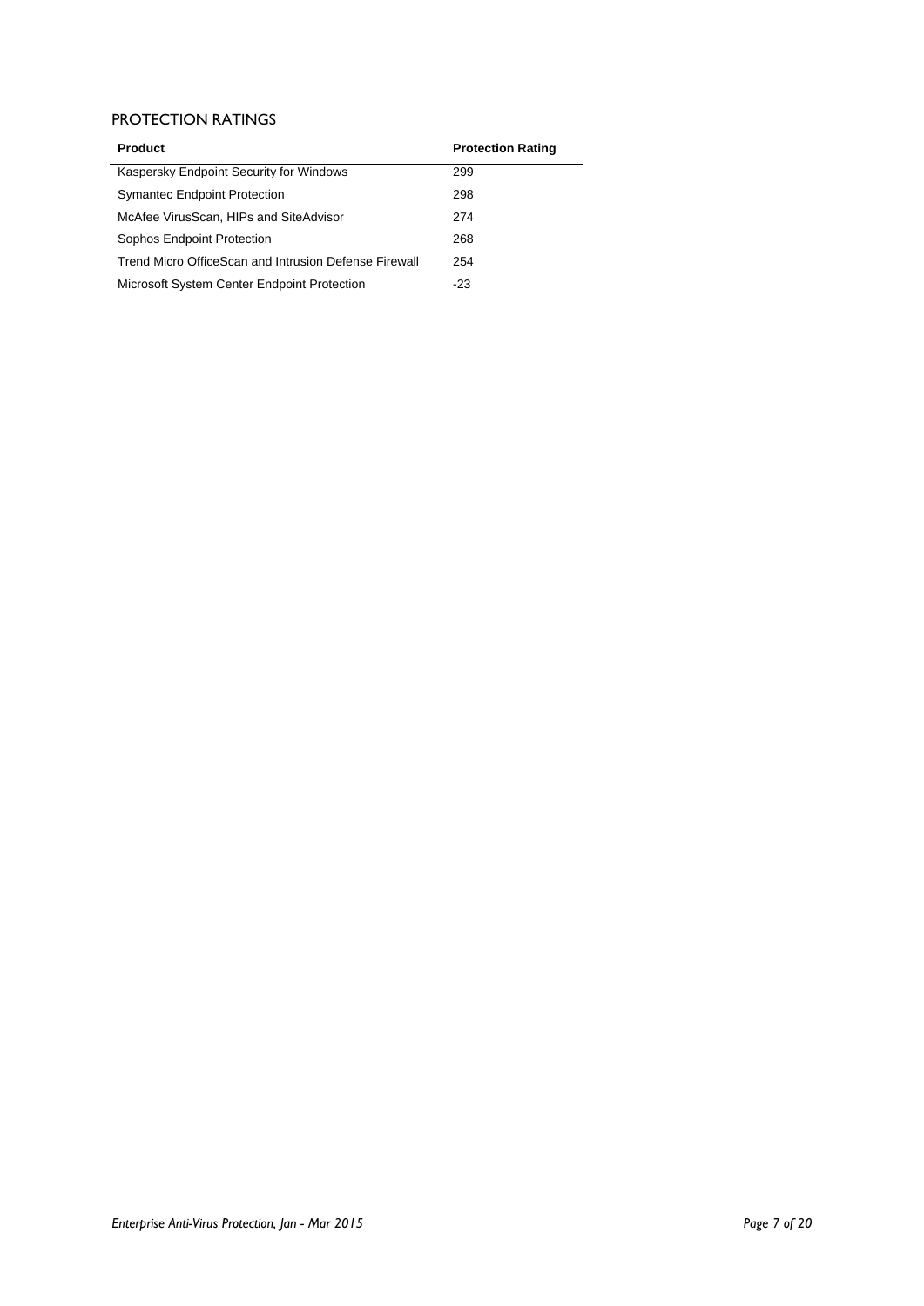## PROTECTION RATINGS

| Product | Protection Rating |
| --- | --- |
| Kaspersky Endpoint Security for Windows | 299 |
| Symantec Endpoint Protection | 298 |
| McAfee VirusScan, HIPs and SiteAdvisor | 274 |
| Sophos Endpoint Protection | 268 |
| Trend Micro OfficeScan and Intrusion Defense Firewall | 254 |
| Microsoft System Center Endpoint Protection | -23 |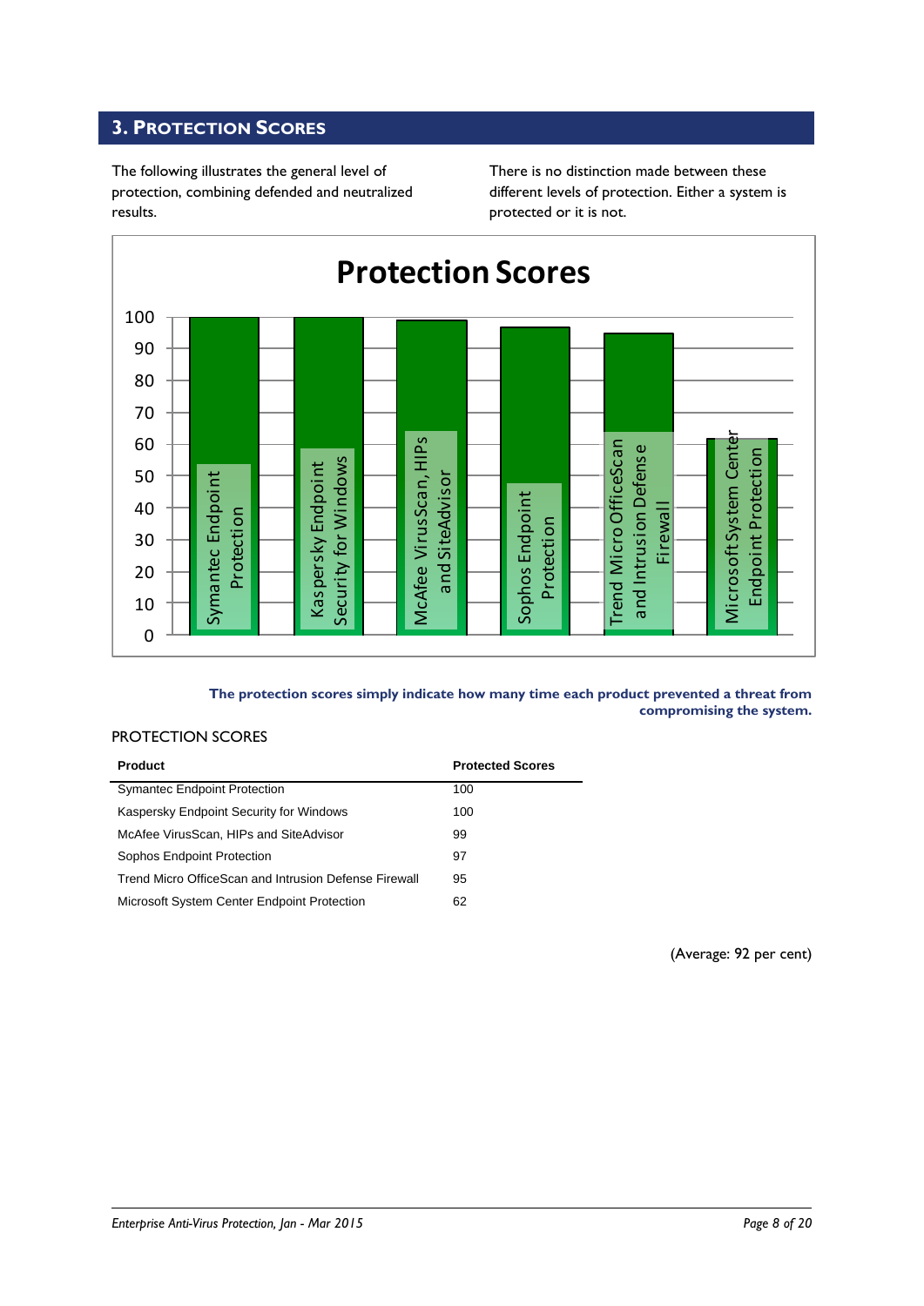## 3. Protection Scores

The following illustrates the general level of protection, combining defended and neutralized results.

There is no distinction made between these different levels of protection. Either a system is protected or it is not.

**The protection scores simply indicate how many time each product prevented a threat from compromising the system.**

PROTECTION SCORES

| Product | Protected Scores |
|---|---|
| Symantec Endpoint Protection | 100 |
| Kaspersky Endpoint Security for Windows | 100 |
| McAfee VirusScan, HIPs and SiteAdvisor | 99 |
| Sophos Endpoint Protection | 97 |
| Trend Micro OfficeScan and Intrusion Defense Firewall | 95 |
| Microsoft System Center Endpoint Protection | 62 |

(Average: 92 per cent)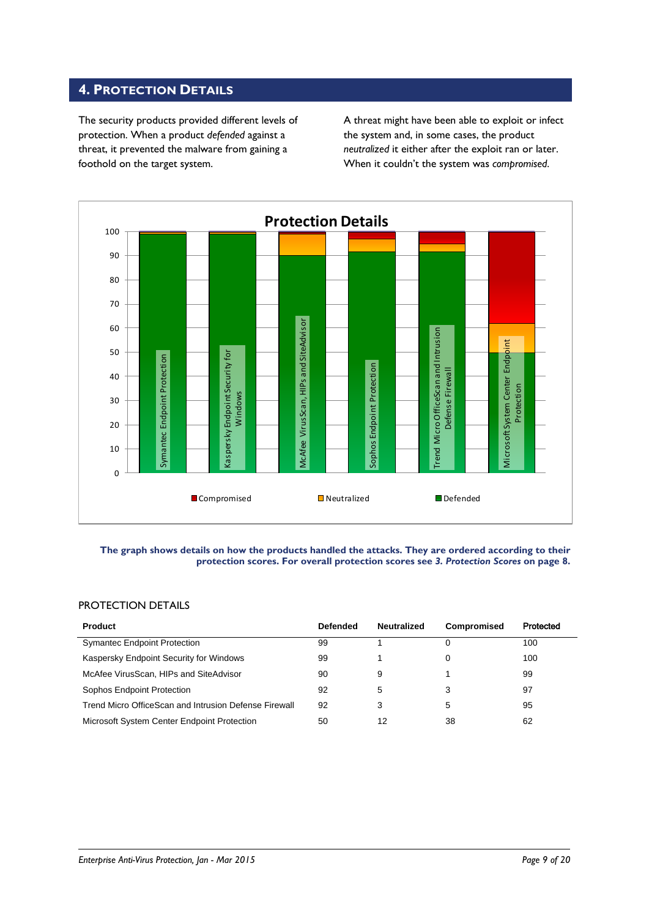## 4. Protection Details

The security products provided different levels of protection. When a product *defended* against a threat, it prevented the malware from gaining a foothold on the target system.

A threat might have been able to exploit or infect the system and, in some cases, the product *neutralized* it either after the exploit ran or later. When it couldn't the system was *compromised*.

**The graph shows details on how the products handled the attacks. They are ordered according to their protection scores. For overall protection scores see *3. Protection Scores* on page 8.**

### PROTECTION DETAILS

| Product | Defended | Neutralized | Compromised | Protected |
|---|---|---|---|---|
| Symantec Endpoint Protection | 99 | 1 | 0 | 100 |
| Kaspersky Endpoint Security for Windows | 99 | 1 | 0 | 100 |
| McAfee VirusScan, HIPs and SiteAdvisor | 90 | 9 | 1 | 99 |
| Sophos Endpoint Protection | 92 | 5 | 3 | 97 |
| Trend Micro OfficeScan and Intrusion Defense Firewall | 92 | 3 | 5 | 95 |
| Microsoft System Center Endpoint Protection | 50 | 12 | 38 | 62 |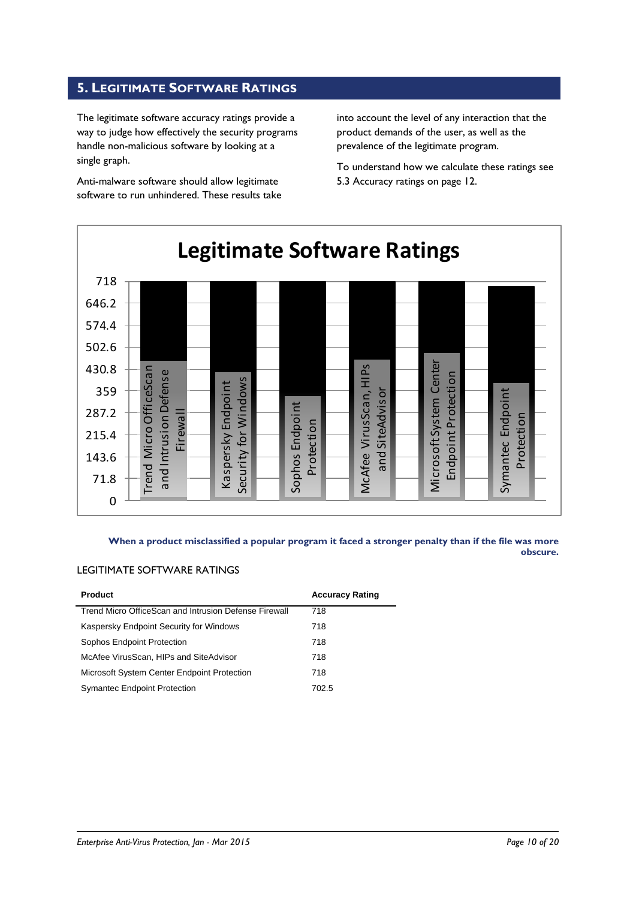## 5. Legitimate Software Ratings

The legitimate software accuracy ratings provide a way to judge how effectively the security programs handle non-malicious software by looking at a single graph.

Anti-malware software should allow legitimate software to run unhindered. These results take into account the level of any interaction that the product demands of the user, as well as the prevalence of the legitimate program.

To understand how we calculate these ratings see 5.3 Accuracy ratings on page 12.

**Legitimate Software Ratings**

| Product | Rating |
|---|---|
| Trend Micro OfficeScan and Intrusion Defense Firewall | 718 |
| Kaspersky Endpoint Security for Windows | 718 |
| Sophos Endpoint Protection | 718 |
| McAfee VirusScan, HIPs and SiteAdvisor | 718 |
| Microsoft System Center Endpoint Protection | 718 |
| Symantec Endpoint Protection | 702.5 |

**When a product misclassified a popular program it faced a stronger penalty than if the file was more obscure.**

LEGITIMATE SOFTWARE RATINGS

| Product | Accuracy Rating |
|---|---|
| Trend Micro OfficeScan and Intrusion Defense Firewall | 718 |
| Kaspersky Endpoint Security for Windows | 718 |
| Sophos Endpoint Protection | 718 |
| McAfee VirusScan, HIPs and SiteAdvisor | 718 |
| Microsoft System Center Endpoint Protection | 718 |
| Symantec Endpoint Protection | 702.5 |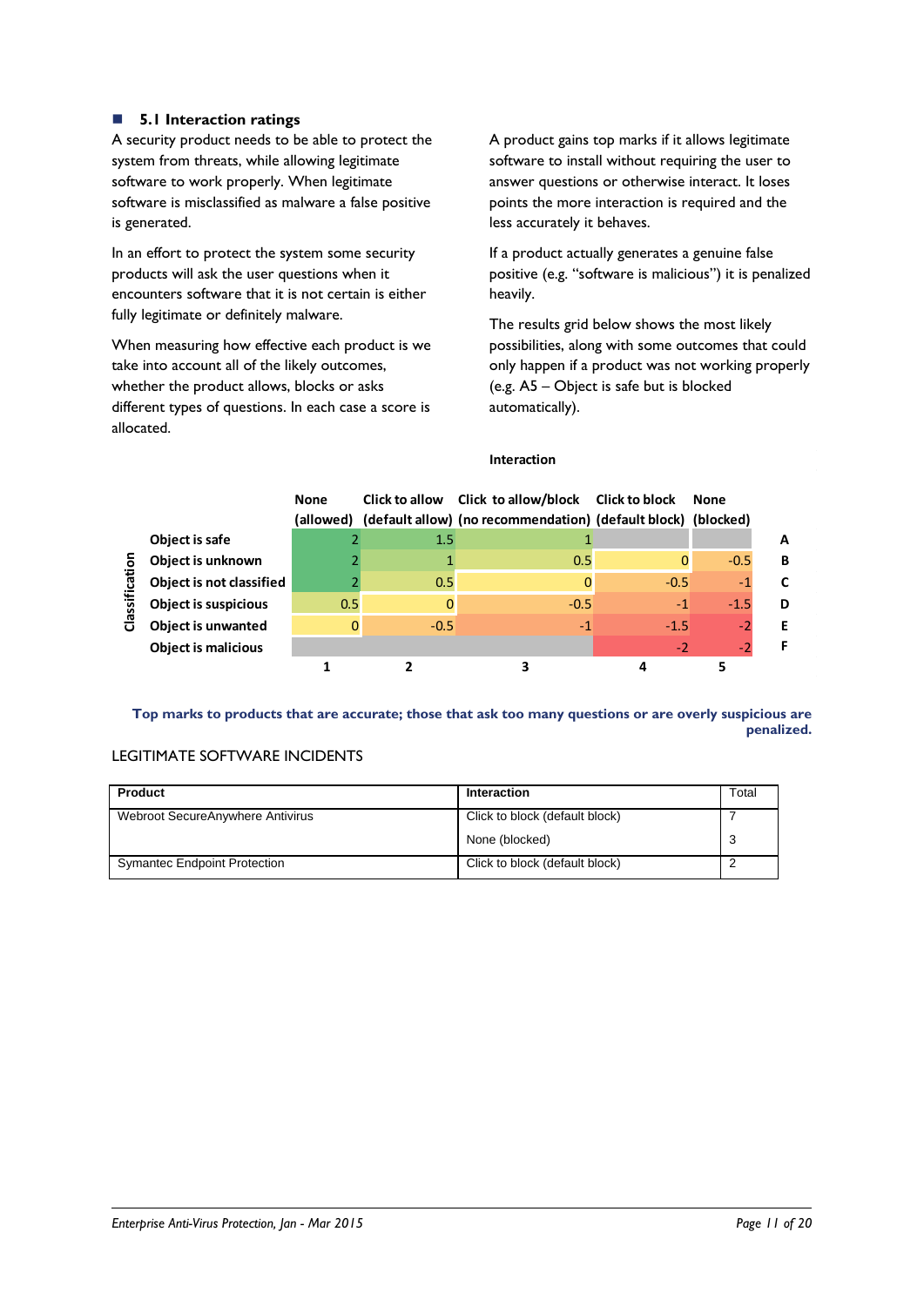## 5.1 Interaction ratings

A security product needs to be able to protect the system from threats, while allowing legitimate software to work properly. When legitimate software is misclassified as malware a false positive is generated.

In an effort to protect the system some security products will ask the user questions when it encounters software that it is not certain is either fully legitimate or definitely malware.

When measuring how effective each product is we take into account all of the likely outcomes, whether the product allows, blocks or asks different types of questions. In each case a score is allocated.

A product gains top marks if it allows legitimate software to install without requiring the user to answer questions or otherwise interact. It loses points the more interaction is required and the less accurately it behaves.

If a product actually generates a genuine false positive (e.g. "software is malicious") it is penalized heavily.

The results grid below shows the most likely possibilities, along with some outcomes that could only happen if a product was not working properly (e.g. A5 – Object is safe but is blocked automatically).

**Interaction**

| Classification | None (allowed) | Click to allow (default allow) | Click to allow/block (no recommendation) | Click to block (default block) | None (blocked) | |
|---|---|---|---|---|---|---|
| Object is safe | 2 | 1.5 | 1 | | | A |
| Object is unknown | 2 | 1 | 0.5 | 0 | -0.5 | B |
| Object is not classified | 2 | 0.5 | 0 | -0.5 | -1 | C |
| Object is suspicious | 0.5 | 0 | -0.5 | -1 | -1.5 | D |
| Object is unwanted | 0 | -0.5 | -1 | -1.5 | -2 | E |
| Object is malicious | | | | -2 | -2 | F |
| | 1 | 2 | 3 | 4 | 5 | |

**Top marks to products that are accurate; those that ask too many questions or are overly suspicious are penalized.**

LEGITIMATE SOFTWARE INCIDENTS

| Product | Interaction | Total |
|---|---|---|
| Webroot SecureAnywhere Antivirus | Click to block (default block) | 7 |
| | None (blocked) | 3 |
| Symantec Endpoint Protection | Click to block (default block) | 2 |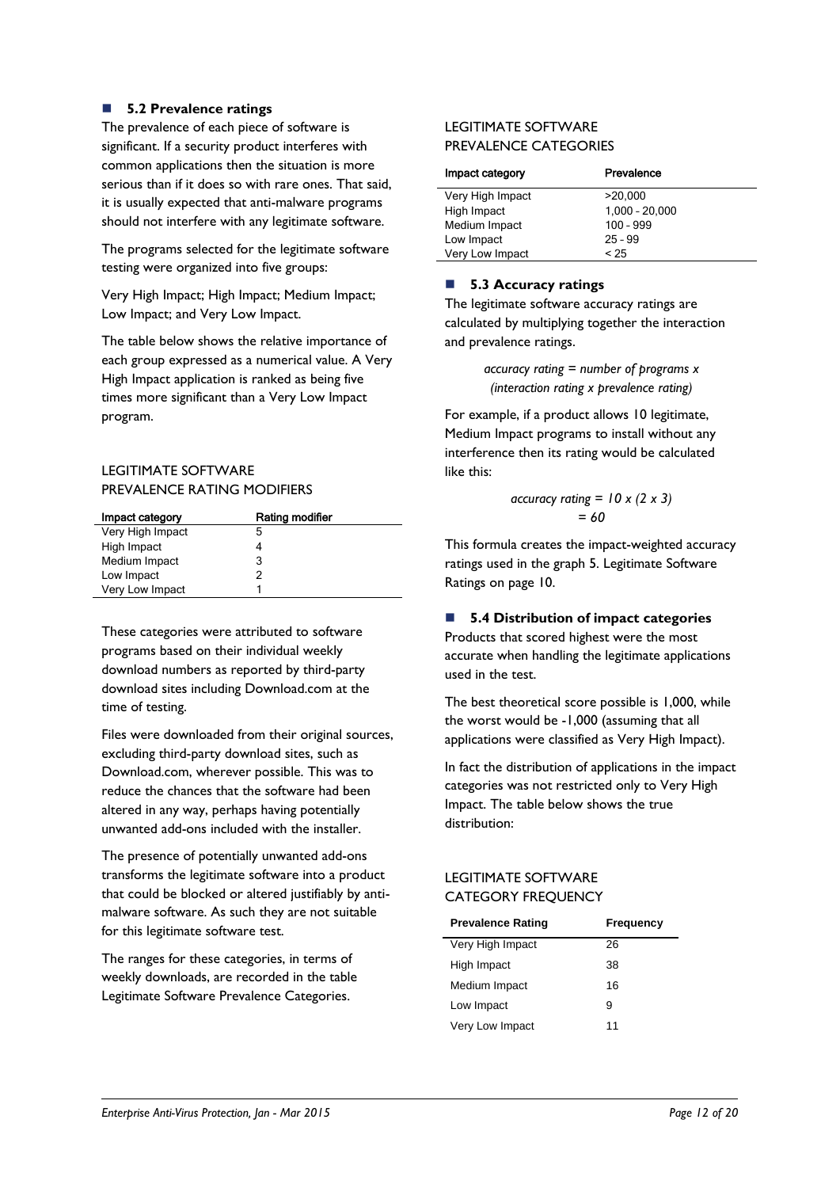## 5.2 Prevalence ratings

The prevalence of each piece of software is significant. If a security product interferes with common applications then the situation is more serious than if it does so with rare ones. That said, it is usually expected that anti-malware programs should not interfere with any legitimate software.

The programs selected for the legitimate software testing were organized into five groups:

Very High Impact; High Impact; Medium Impact; Low Impact; and Very Low Impact.

The table below shows the relative importance of each group expressed as a numerical value. A Very High Impact application is ranked as being five times more significant than a Very Low Impact program.

LEGITIMATE SOFTWARE PREVALENCE RATING MODIFIERS

| Impact category | Rating modifier |
|---|---|
| Very High Impact | 5 |
| High Impact | 4 |
| Medium Impact | 3 |
| Low Impact | 2 |
| Very Low Impact | 1 |

These categories were attributed to software programs based on their individual weekly download numbers as reported by third-party download sites including Download.com at the time of testing.

Files were downloaded from their original sources, excluding third-party download sites, such as Download.com, wherever possible. This was to reduce the chances that the software had been altered in any way, perhaps having potentially unwanted add-ons included with the installer.

The presence of potentially unwanted add-ons transforms the legitimate software into a product that could be blocked or altered justifiably by anti-malware software. As such they are not suitable for this legitimate software test.

The ranges for these categories, in terms of weekly downloads, are recorded in the table Legitimate Software Prevalence Categories.

LEGITIMATE SOFTWARE PREVALENCE CATEGORIES

| Impact category | Prevalence |
|---|---|
| Very High Impact | >20,000 |
| High Impact | 1,000 - 20,000 |
| Medium Impact | 100 - 999 |
| Low Impact | 25 - 99 |
| Very Low Impact | < 25 |

## 5.3 Accuracy ratings

The legitimate software accuracy ratings are calculated by multiplying together the interaction and prevalence ratings.

*accuracy rating = number of programs x (interaction rating x prevalence rating)*

For example, if a product allows 10 legitimate, Medium Impact programs to install without any interference then its rating would be calculated like this:

*accuracy rating = 10 x (2 x 3)*
*= 60*

This formula creates the impact-weighted accuracy ratings used in the graph 5. Legitimate Software Ratings on page 10.

## 5.4 Distribution of impact categories

Products that scored highest were the most accurate when handling the legitimate applications used in the test.

The best theoretical score possible is 1,000, while the worst would be -1,000 (assuming that all applications were classified as Very High Impact).

In fact the distribution of applications in the impact categories was not restricted only to Very High Impact. The table below shows the true distribution:

LEGITIMATE SOFTWARE CATEGORY FREQUENCY

| Prevalence Rating | Frequency |
|---|---|
| Very High Impact | 26 |
| High Impact | 38 |
| Medium Impact | 16 |
| Low Impact | 9 |
| Very Low Impact | 11 |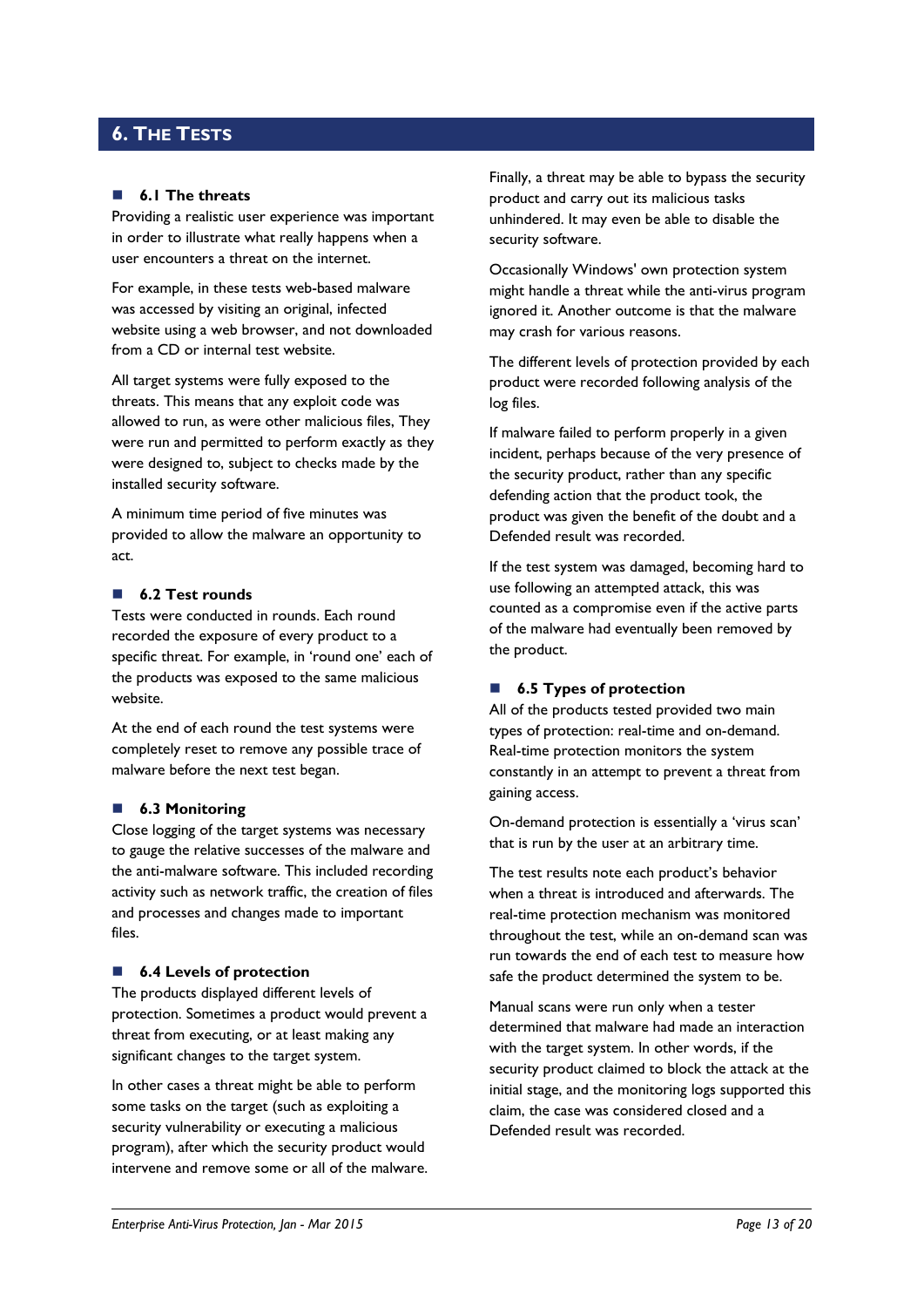# 6. The Tests

## 6.1 The threats

Providing a realistic user experience was important in order to illustrate what really happens when a user encounters a threat on the internet.

For example, in these tests web-based malware was accessed by visiting an original, infected website using a web browser, and not downloaded from a CD or internal test website.

All target systems were fully exposed to the threats. This means that any exploit code was allowed to run, as were other malicious files, They were run and permitted to perform exactly as they were designed to, subject to checks made by the installed security software.

A minimum time period of five minutes was provided to allow the malware an opportunity to act.

## 6.2 Test rounds

Tests were conducted in rounds. Each round recorded the exposure of every product to a specific threat. For example, in 'round one' each of the products was exposed to the same malicious website.

At the end of each round the test systems were completely reset to remove any possible trace of malware before the next test began.

## 6.3 Monitoring

Close logging of the target systems was necessary to gauge the relative successes of the malware and the anti-malware software. This included recording activity such as network traffic, the creation of files and processes and changes made to important files.

## 6.4 Levels of protection

The products displayed different levels of protection. Sometimes a product would prevent a threat from executing, or at least making any significant changes to the target system.

In other cases a threat might be able to perform some tasks on the target (such as exploiting a security vulnerability or executing a malicious program), after which the security product would intervene and remove some or all of the malware.

Finally, a threat may be able to bypass the security product and carry out its malicious tasks unhindered. It may even be able to disable the security software.

Occasionally Windows' own protection system might handle a threat while the anti-virus program ignored it. Another outcome is that the malware may crash for various reasons.

The different levels of protection provided by each product were recorded following analysis of the log files.

If malware failed to perform properly in a given incident, perhaps because of the very presence of the security product, rather than any specific defending action that the product took, the product was given the benefit of the doubt and a Defended result was recorded.

If the test system was damaged, becoming hard to use following an attempted attack, this was counted as a compromise even if the active parts of the malware had eventually been removed by the product.

## 6.5 Types of protection

All of the products tested provided two main types of protection: real-time and on-demand. Real-time protection monitors the system constantly in an attempt to prevent a threat from gaining access.

On-demand protection is essentially a 'virus scan' that is run by the user at an arbitrary time.

The test results note each product's behavior when a threat is introduced and afterwards. The real-time protection mechanism was monitored throughout the test, while an on-demand scan was run towards the end of each test to measure how safe the product determined the system to be.

Manual scans were run only when a tester determined that malware had made an interaction with the target system. In other words, if the security product claimed to block the attack at the initial stage, and the monitoring logs supported this claim, the case was considered closed and a Defended result was recorded.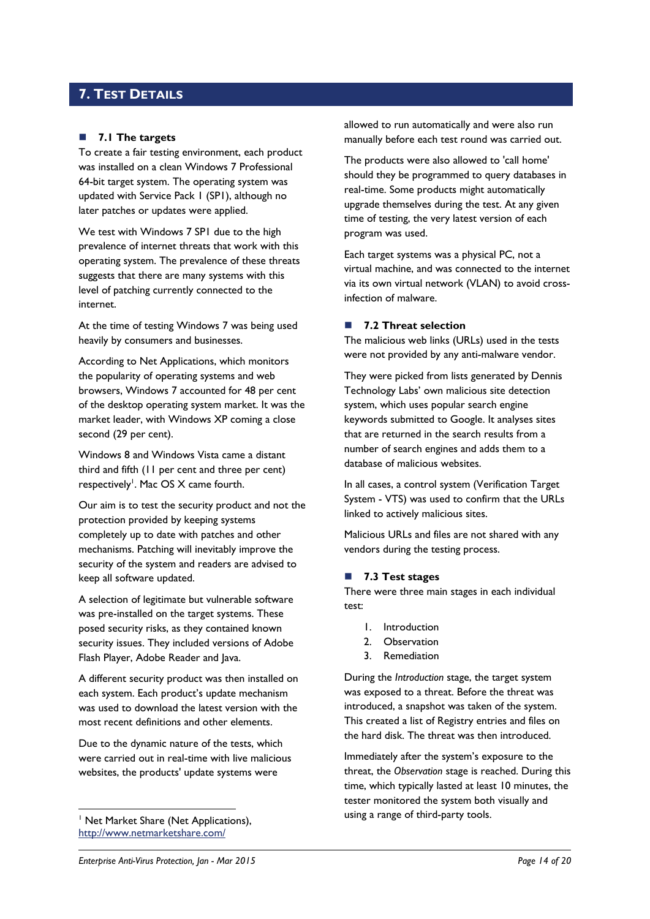# 7. Test Details

## 7.1 The targets

To create a fair testing environment, each product was installed on a clean Windows 7 Professional 64-bit target system. The operating system was updated with Service Pack 1 (SP1), although no later patches or updates were applied.

We test with Windows 7 SP1 due to the high prevalence of internet threats that work with this operating system. The prevalence of these threats suggests that there are many systems with this level of patching currently connected to the internet.

At the time of testing Windows 7 was being used heavily by consumers and businesses.

According to Net Applications, which monitors the popularity of operating systems and web browsers, Windows 7 accounted for 48 per cent of the desktop operating system market. It was the market leader, with Windows XP coming a close second (29 per cent).

Windows 8 and Windows Vista came a distant third and fifth (11 per cent and three per cent) respectively[1]. Mac OS X came fourth.

Our aim is to test the security product and not the protection provided by keeping systems completely up to date with patches and other mechanisms. Patching will inevitably improve the security of the system and readers are advised to keep all software updated.

A selection of legitimate but vulnerable software was pre-installed on the target systems. These posed security risks, as they contained known security issues. They included versions of Adobe Flash Player, Adobe Reader and Java.

A different security product was then installed on each system. Each product's update mechanism was used to download the latest version with the most recent definitions and other elements.

Due to the dynamic nature of the tests, which were carried out in real-time with live malicious websites, the products' update systems were allowed to run automatically and were also run manually before each test round was carried out.

The products were also allowed to 'call home' should they be programmed to query databases in real-time. Some products might automatically upgrade themselves during the test. At any given time of testing, the very latest version of each program was used.

Each target systems was a physical PC, not a virtual machine, and was connected to the internet via its own virtual network (VLAN) to avoid cross-infection of malware.

## 7.2 Threat selection

The malicious web links (URLs) used in the tests were not provided by any anti-malware vendor.

They were picked from lists generated by Dennis Technology Labs' own malicious site detection system, which uses popular search engine keywords submitted to Google. It analyses sites that are returned in the search results from a number of search engines and adds them to a database of malicious websites.

In all cases, a control system (Verification Target System - VTS) was used to confirm that the URLs linked to actively malicious sites.

Malicious URLs and files are not shared with any vendors during the testing process.

## 7.3 Test stages

There were three main stages in each individual test:

1. Introduction
2. Observation
3. Remediation

During the *Introduction* stage, the target system was exposed to a threat. Before the threat was introduced, a snapshot was taken of the system. This created a list of Registry entries and files on the hard disk. The threat was then introduced.

Immediately after the system's exposure to the threat, the *Observation* stage is reached. During this time, which typically lasted at least 10 minutes, the tester monitored the system both visually and using a range of third-party tools.

---

[1] Net Market Share (Net Applications), http://www.netmarketshare.com/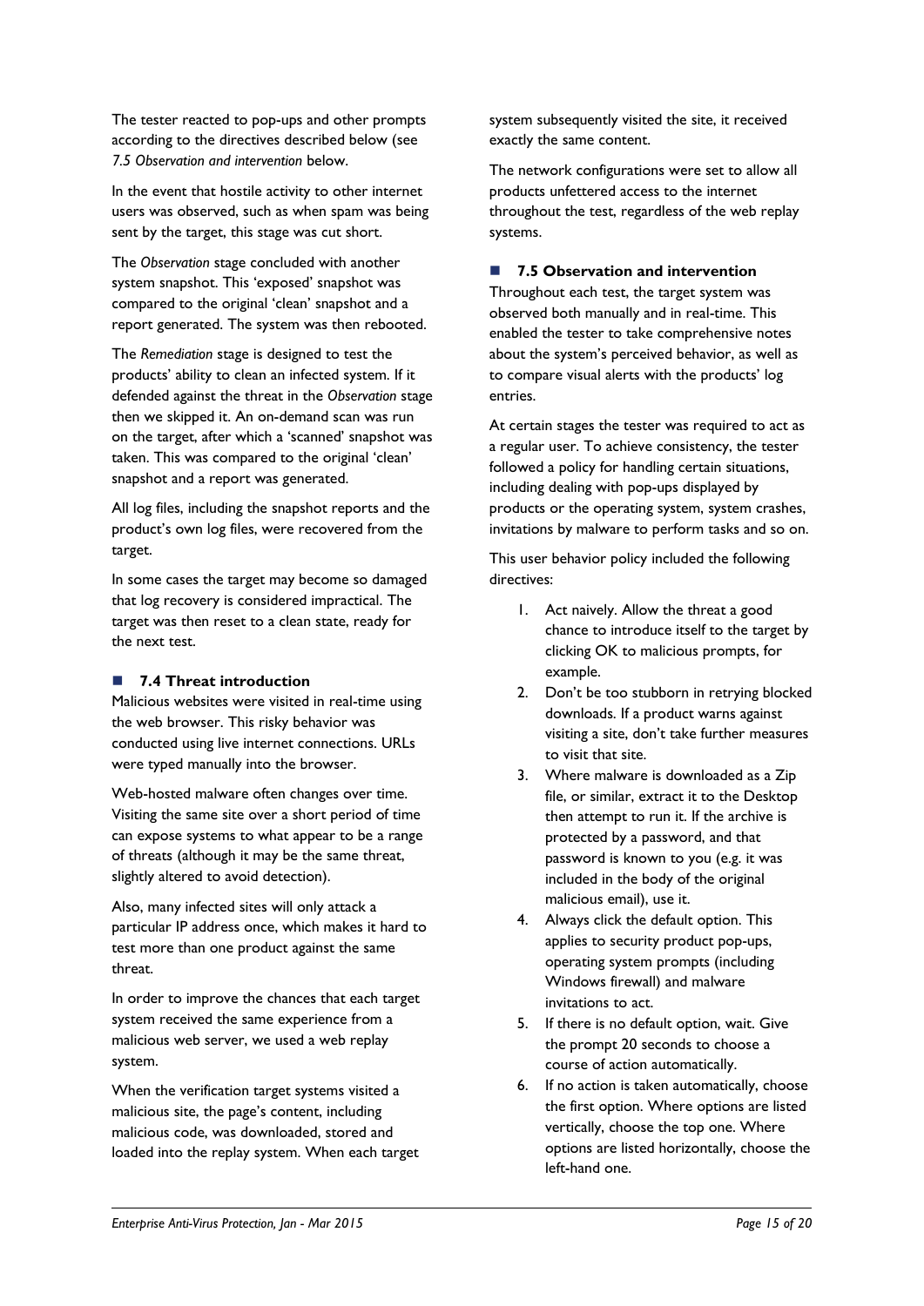The tester reacted to pop-ups and other prompts according to the directives described below (see *7.5 Observation and intervention* below.

In the event that hostile activity to other internet users was observed, such as when spam was being sent by the target, this stage was cut short.

The *Observation* stage concluded with another system snapshot. This 'exposed' snapshot was compared to the original 'clean' snapshot and a report generated. The system was then rebooted.

The *Remediation* stage is designed to test the products' ability to clean an infected system. If it defended against the threat in the *Observation* stage then we skipped it. An on-demand scan was run on the target, after which a 'scanned' snapshot was taken. This was compared to the original 'clean' snapshot and a report was generated.

All log files, including the snapshot reports and the product's own log files, were recovered from the target.

In some cases the target may become so damaged that log recovery is considered impractical. The target was then reset to a clean state, ready for the next test.

### 7.4 Threat introduction

Malicious websites were visited in real-time using the web browser. This risky behavior was conducted using live internet connections. URLs were typed manually into the browser.

Web-hosted malware often changes over time. Visiting the same site over a short period of time can expose systems to what appear to be a range of threats (although it may be the same threat, slightly altered to avoid detection).

Also, many infected sites will only attack a particular IP address once, which makes it hard to test more than one product against the same threat.

In order to improve the chances that each target system received the same experience from a malicious web server, we used a web replay system.

When the verification target systems visited a malicious site, the page's content, including malicious code, was downloaded, stored and loaded into the replay system. When each target system subsequently visited the site, it received exactly the same content.

The network configurations were set to allow all products unfettered access to the internet throughout the test, regardless of the web replay systems.

### 7.5 Observation and intervention

Throughout each test, the target system was observed both manually and in real-time. This enabled the tester to take comprehensive notes about the system's perceived behavior, as well as to compare visual alerts with the products' log entries.

At certain stages the tester was required to act as a regular user. To achieve consistency, the tester followed a policy for handling certain situations, including dealing with pop-ups displayed by products or the operating system, system crashes, invitations by malware to perform tasks and so on.

This user behavior policy included the following directives:

1. Act naively. Allow the threat a good chance to introduce itself to the target by clicking OK to malicious prompts, for example.
2. Don't be too stubborn in retrying blocked downloads. If a product warns against visiting a site, don't take further measures to visit that site.
3. Where malware is downloaded as a Zip file, or similar, extract it to the Desktop then attempt to run it. If the archive is protected by a password, and that password is known to you (e.g. it was included in the body of the original malicious email), use it.
4. Always click the default option. This applies to security product pop-ups, operating system prompts (including Windows firewall) and malware invitations to act.
5. If there is no default option, wait. Give the prompt 20 seconds to choose a course of action automatically.
6. If no action is taken automatically, choose the first option. Where options are listed vertically, choose the top one. Where options are listed horizontally, choose the left-hand one.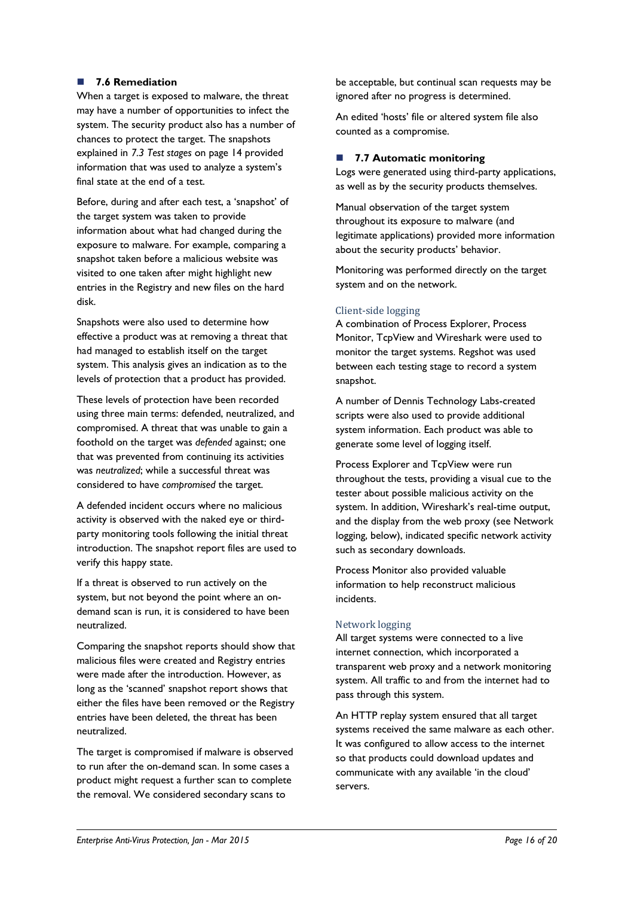## 7.6 Remediation

When a target is exposed to malware, the threat may have a number of opportunities to infect the system. The security product also has a number of chances to protect the target. The snapshots explained in *7.3 Test stages* on page 14 provided information that was used to analyze a system's final state at the end of a test.

Before, during and after each test, a 'snapshot' of the target system was taken to provide information about what had changed during the exposure to malware. For example, comparing a snapshot taken before a malicious website was visited to one taken after might highlight new entries in the Registry and new files on the hard disk.

Snapshots were also used to determine how effective a product was at removing a threat that had managed to establish itself on the target system. This analysis gives an indication as to the levels of protection that a product has provided.

These levels of protection have been recorded using three main terms: defended, neutralized, and compromised. A threat that was unable to gain a foothold on the target was *defended* against; one that was prevented from continuing its activities was *neutralized*; while a successful threat was considered to have *compromised* the target.

A defended incident occurs where no malicious activity is observed with the naked eye or third-party monitoring tools following the initial threat introduction. The snapshot report files are used to verify this happy state.

If a threat is observed to run actively on the system, but not beyond the point where an on-demand scan is run, it is considered to have been neutralized.

Comparing the snapshot reports should show that malicious files were created and Registry entries were made after the introduction. However, as long as the 'scanned' snapshot report shows that either the files have been removed or the Registry entries have been deleted, the threat has been neutralized.

The target is compromised if malware is observed to run after the on-demand scan. In some cases a product might request a further scan to complete the removal. We considered secondary scans to be acceptable, but continual scan requests may be ignored after no progress is determined.

An edited 'hosts' file or altered system file also counted as a compromise.

## 7.7 Automatic monitoring

Logs were generated using third-party applications, as well as by the security products themselves.

Manual observation of the target system throughout its exposure to malware (and legitimate applications) provided more information about the security products' behavior.

Monitoring was performed directly on the target system and on the network.

### Client-side logging

A combination of Process Explorer, Process Monitor, TcpView and Wireshark were used to monitor the target systems. Regshot was used between each testing stage to record a system snapshot.

A number of Dennis Technology Labs-created scripts were also used to provide additional system information. Each product was able to generate some level of logging itself.

Process Explorer and TcpView were run throughout the tests, providing a visual cue to the tester about possible malicious activity on the system. In addition, Wireshark's real-time output, and the display from the web proxy (see Network logging, below), indicated specific network activity such as secondary downloads.

Process Monitor also provided valuable information to help reconstruct malicious incidents.

### Network logging

All target systems were connected to a live internet connection, which incorporated a transparent web proxy and a network monitoring system. All traffic to and from the internet had to pass through this system.

An HTTP replay system ensured that all target systems received the same malware as each other. It was configured to allow access to the internet so that products could download updates and communicate with any available 'in the cloud' servers.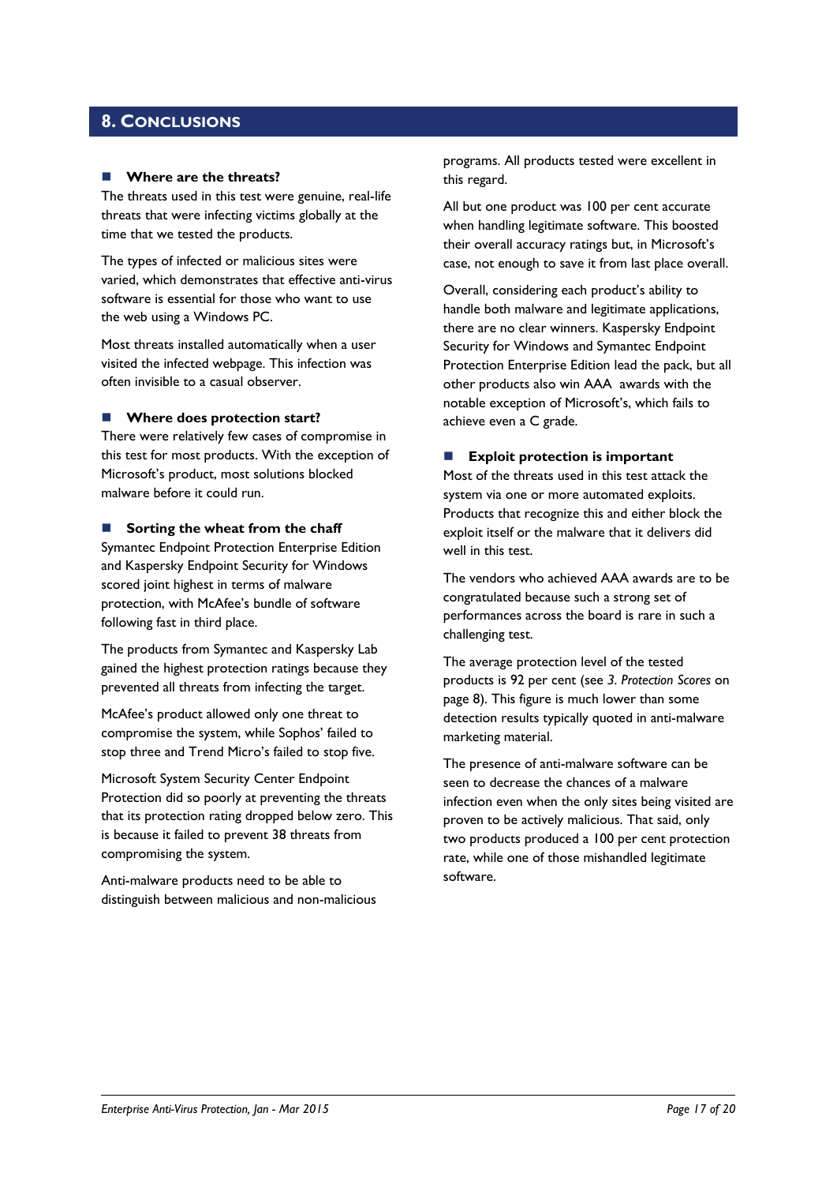## 8. Conclusions

### Where are the threats?

The threats used in this test were genuine, real-life threats that were infecting victims globally at the time that we tested the products.

The types of infected or malicious sites were varied, which demonstrates that effective anti-virus software is essential for those who want to use the web using a Windows PC.

Most threats installed automatically when a user visited the infected webpage. This infection was often invisible to a casual observer.

### Where does protection start?

There were relatively few cases of compromise in this test for most products. With the exception of Microsoft's product, most solutions blocked malware before it could run.

### Sorting the wheat from the chaff

Symantec Endpoint Protection Enterprise Edition and Kaspersky Endpoint Security for Windows scored joint highest in terms of malware protection, with McAfee's bundle of software following fast in third place.

The products from Symantec and Kaspersky Lab gained the highest protection ratings because they prevented all threats from infecting the target.

McAfee's product allowed only one threat to compromise the system, while Sophos' failed to stop three and Trend Micro's failed to stop five.

Microsoft System Security Center Endpoint Protection did so poorly at preventing the threats that its protection rating dropped below zero. This is because it failed to prevent 38 threats from compromising the system.

Anti-malware products need to be able to distinguish between malicious and non-malicious programs. All products tested were excellent in this regard.

All but one product was 100 per cent accurate when handling legitimate software. This boosted their overall accuracy ratings but, in Microsoft's case, not enough to save it from last place overall.

Overall, considering each product's ability to handle both malware and legitimate applications, there are no clear winners. Kaspersky Endpoint Security for Windows and Symantec Endpoint Protection Enterprise Edition lead the pack, but all other products also win AAA awards with the notable exception of Microsoft's, which fails to achieve even a C grade.

### Exploit protection is important

Most of the threats used in this test attack the system via one or more automated exploits. Products that recognize this and either block the exploit itself or the malware that it delivers did well in this test.

The vendors who achieved AAA awards are to be congratulated because such a strong set of performances across the board is rare in such a challenging test.

The average protection level of the tested products is 92 per cent (see *3. Protection Scores* on page 8). This figure is much lower than some detection results typically quoted in anti-malware marketing material.

The presence of anti-malware software can be seen to decrease the chances of a malware infection even when the only sites being visited are proven to be actively malicious. That said, only two products produced a 100 per cent protection rate, while one of those mishandled legitimate software.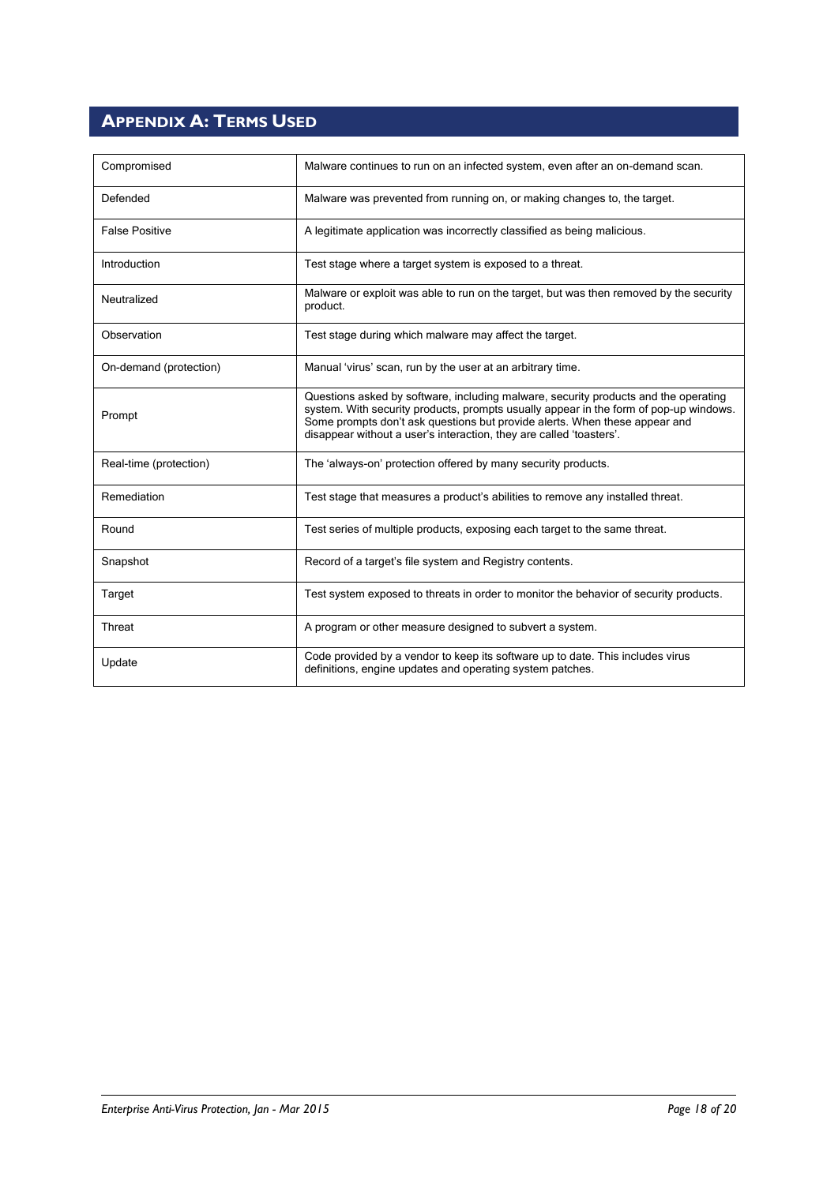# Appendix A: Terms Used

| Term | Definition |
|---|---|
| Compromised | Malware continues to run on an infected system, even after an on-demand scan. |
| Defended | Malware was prevented from running on, or making changes to, the target. |
| False Positive | A legitimate application was incorrectly classified as being malicious. |
| Introduction | Test stage where a target system is exposed to a threat. |
| Neutralized | Malware or exploit was able to run on the target, but was then removed by the security product. |
| Observation | Test stage during which malware may affect the target. |
| On-demand (protection) | Manual 'virus' scan, run by the user at an arbitrary time. |
| Prompt | Questions asked by software, including malware, security products and the operating system. With security products, prompts usually appear in the form of pop-up windows. Some prompts don't ask questions but provide alerts. When these appear and disappear without a user's interaction, they are called 'toasters'. |
| Real-time (protection) | The 'always-on' protection offered by many security products. |
| Remediation | Test stage that measures a product's abilities to remove any installed threat. |
| Round | Test series of multiple products, exposing each target to the same threat. |
| Snapshot | Record of a target's file system and Registry contents. |
| Target | Test system exposed to threats in order to monitor the behavior of security products. |
| Threat | A program or other measure designed to subvert a system. |
| Update | Code provided by a vendor to keep its software up to date. This includes virus definitions, engine updates and operating system patches. |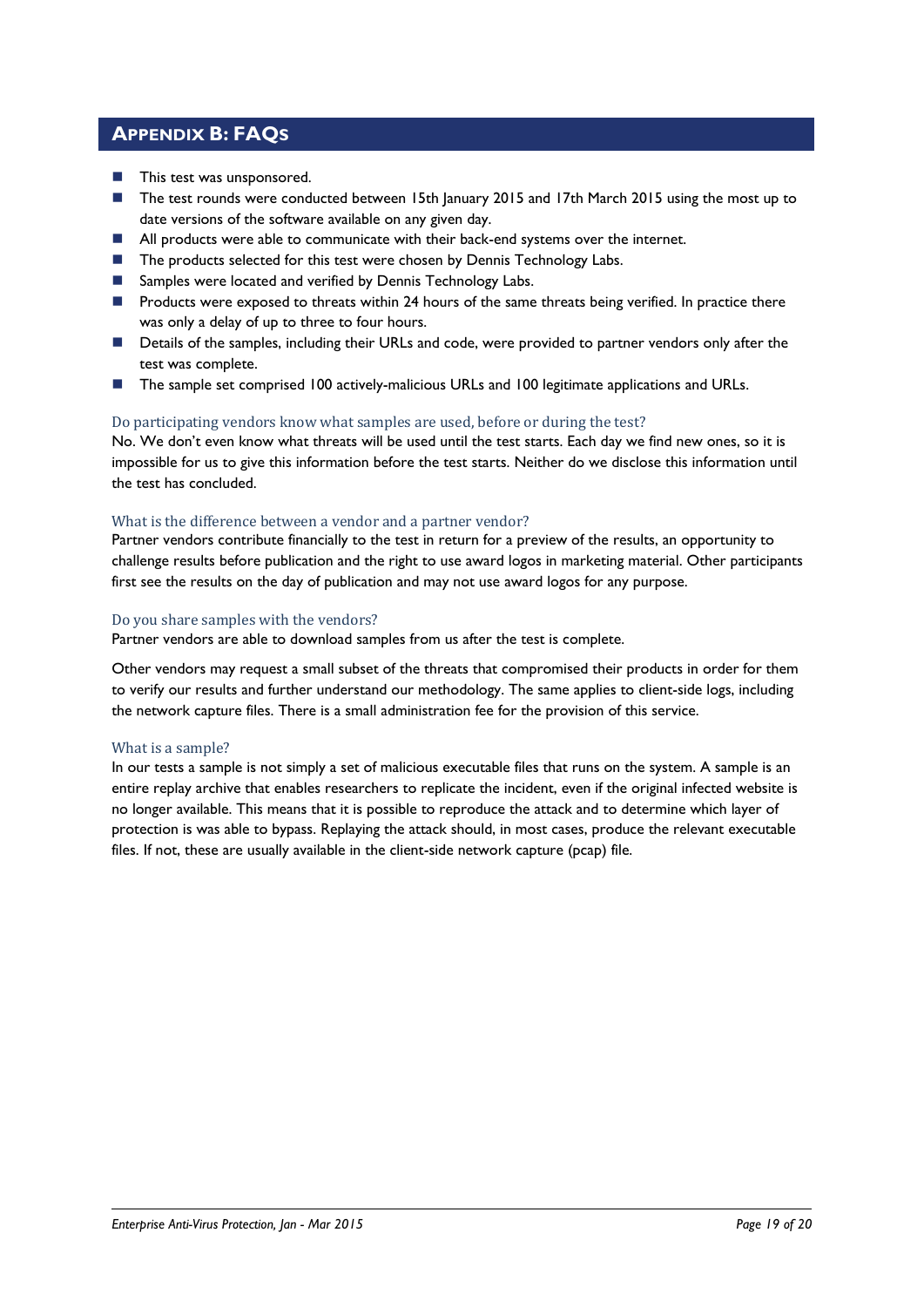## Appendix B: FAQs

- This test was unsponsored.
- The test rounds were conducted between 15th January 2015 and 17th March 2015 using the most up to date versions of the software available on any given day.
- All products were able to communicate with their back-end systems over the internet.
- The products selected for this test were chosen by Dennis Technology Labs.
- Samples were located and verified by Dennis Technology Labs.
- Products were exposed to threats within 24 hours of the same threats being verified. In practice there was only a delay of up to three to four hours.
- Details of the samples, including their URLs and code, were provided to partner vendors only after the test was complete.
- The sample set comprised 100 actively-malicious URLs and 100 legitimate applications and URLs.

### Do participating vendors know what samples are used, before or during the test?

No. We don't even know what threats will be used until the test starts. Each day we find new ones, so it is impossible for us to give this information before the test starts. Neither do we disclose this information until the test has concluded.

### What is the difference between a vendor and a partner vendor?

Partner vendors contribute financially to the test in return for a preview of the results, an opportunity to challenge results before publication and the right to use award logos in marketing material. Other participants first see the results on the day of publication and may not use award logos for any purpose.

### Do you share samples with the vendors?

Partner vendors are able to download samples from us after the test is complete.

Other vendors may request a small subset of the threats that compromised their products in order for them to verify our results and further understand our methodology. The same applies to client-side logs, including the network capture files. There is a small administration fee for the provision of this service.

### What is a sample?

In our tests a sample is not simply a set of malicious executable files that runs on the system. A sample is an entire replay archive that enables researchers to replicate the incident, even if the original infected website is no longer available. This means that it is possible to reproduce the attack and to determine which layer of protection is was able to bypass. Replaying the attack should, in most cases, produce the relevant executable files. If not, these are usually available in the client-side network capture (pcap) file.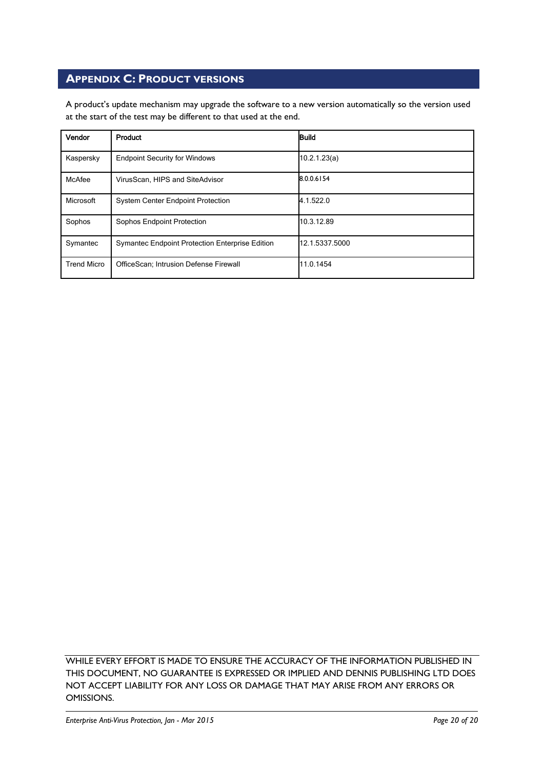## APPENDIX C: PRODUCT VERSIONS

A product's update mechanism may upgrade the software to a new version automatically so the version used at the start of the test may be different to that used at the end.

| Vendor | Product | Build |
|---|---|---|
| Kaspersky | Endpoint Security for Windows | 10.2.1.23(a) |
| McAfee | VirusScan, HIPS and SiteAdvisor | 8.0.0.6154 |
| Microsoft | System Center Endpoint Protection | 4.1.522.0 |
| Sophos | Sophos Endpoint Protection | 10.3.12.89 |
| Symantec | Symantec Endpoint Protection Enterprise Edition | 12.1.5337.5000 |
| Trend Micro | OfficeScan; Intrusion Defense Firewall | 11.0.1454 |

WHILE EVERY EFFORT IS MADE TO ENSURE THE ACCURACY OF THE INFORMATION PUBLISHED IN THIS DOCUMENT, NO GUARANTEE IS EXPRESSED OR IMPLIED AND DENNIS PUBLISHING LTD DOES NOT ACCEPT LIABILITY FOR ANY LOSS OR DAMAGE THAT MAY ARISE FROM ANY ERRORS OR OMISSIONS.